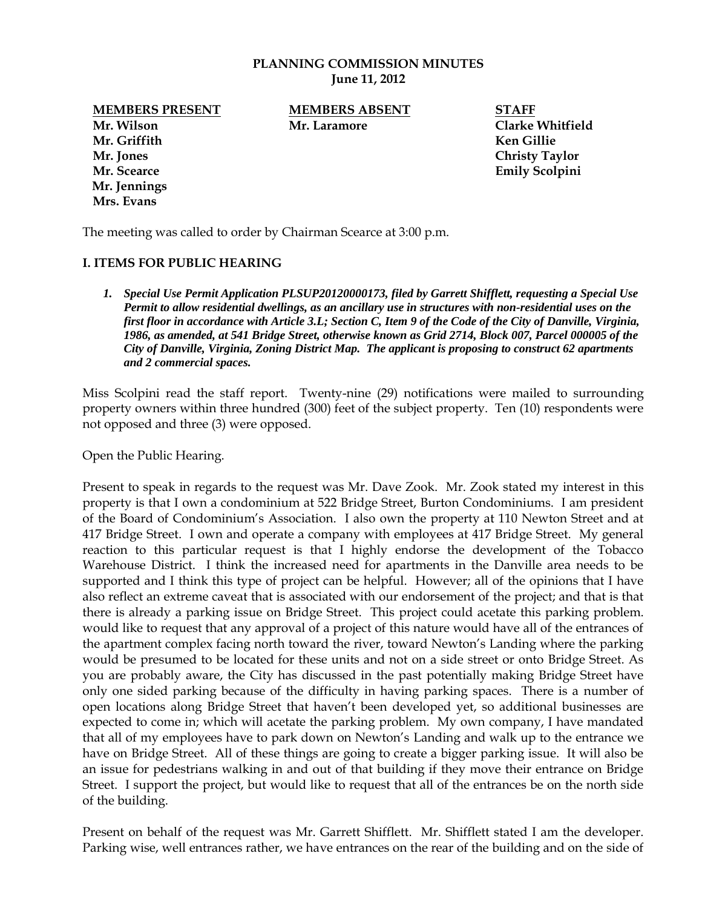**PLANNING COMMISSION MINUTES**
**June 11, 2012**

| **MEMBERS PRESENT** | **MEMBERS ABSENT** | **STAFF** |
|---|---|---|
| **Mr. Wilson** | **Mr. Laramore** | **Clarke Whitfield** |
| **Mr. Griffith** | | **Ken Gillie** |
| **Mr. Jones** | | **Christy Taylor** |
| **Mr. Scearce** | | **Emily Scolpini** |
| **Mr. Jennings** | | |
| **Mrs. Evans** | | |

The meeting was called to order by Chairman Scearce at 3:00 p.m.

## I. ITEMS FOR PUBLIC HEARING

1. ***Special Use Permit Application PLSUP20120000173, filed by Garrett Shifflett, requesting a Special Use Permit to allow residential dwellings, as an ancillary use in structures with non-residential uses on the first floor in accordance with Article 3.L; Section C, Item 9 of the Code of the City of Danville, Virginia, 1986, as amended, at 541 Bridge Street, otherwise known as Grid 2714, Block 007, Parcel 000005 of the City of Danville, Virginia, Zoning District Map. The applicant is proposing to construct 62 apartments and 2 commercial spaces.***

Miss Scolpini read the staff report. Twenty-nine (29) notifications were mailed to surrounding property owners within three hundred (300) feet of the subject property. Ten (10) respondents were not opposed and three (3) were opposed.

Open the Public Hearing.

Present to speak in regards to the request was Mr. Dave Zook. Mr. Zook stated my interest in this property is that I own a condominium at 522 Bridge Street, Burton Condominiums. I am president of the Board of Condominium's Association. I also own the property at 110 Newton Street and at 417 Bridge Street. I own and operate a company with employees at 417 Bridge Street. My general reaction to this particular request is that I highly endorse the development of the Tobacco Warehouse District. I think the increased need for apartments in the Danville area needs to be supported and I think this type of project can be helpful. However; all of the opinions that I have also reflect an extreme caveat that is associated with our endorsement of the project; and that is that there is already a parking issue on Bridge Street. This project could acetate this parking problem. would like to request that any approval of a project of this nature would have all of the entrances of the apartment complex facing north toward the river, toward Newton's Landing where the parking would be presumed to be located for these units and not on a side street or onto Bridge Street. As you are probably aware, the City has discussed in the past potentially making Bridge Street have only one sided parking because of the difficulty in having parking spaces. There is a number of open locations along Bridge Street that haven't been developed yet, so additional businesses are expected to come in; which will acetate the parking problem. My own company, I have mandated that all of my employees have to park down on Newton's Landing and walk up to the entrance we have on Bridge Street. All of these things are going to create a bigger parking issue. It will also be an issue for pedestrians walking in and out of that building if they move their entrance on Bridge Street. I support the project, but would like to request that all of the entrances be on the north side of the building.

Present on behalf of the request was Mr. Garrett Shifflett. Mr. Shifflett stated I am the developer. Parking wise, well entrances rather, we have entrances on the rear of the building and on the side of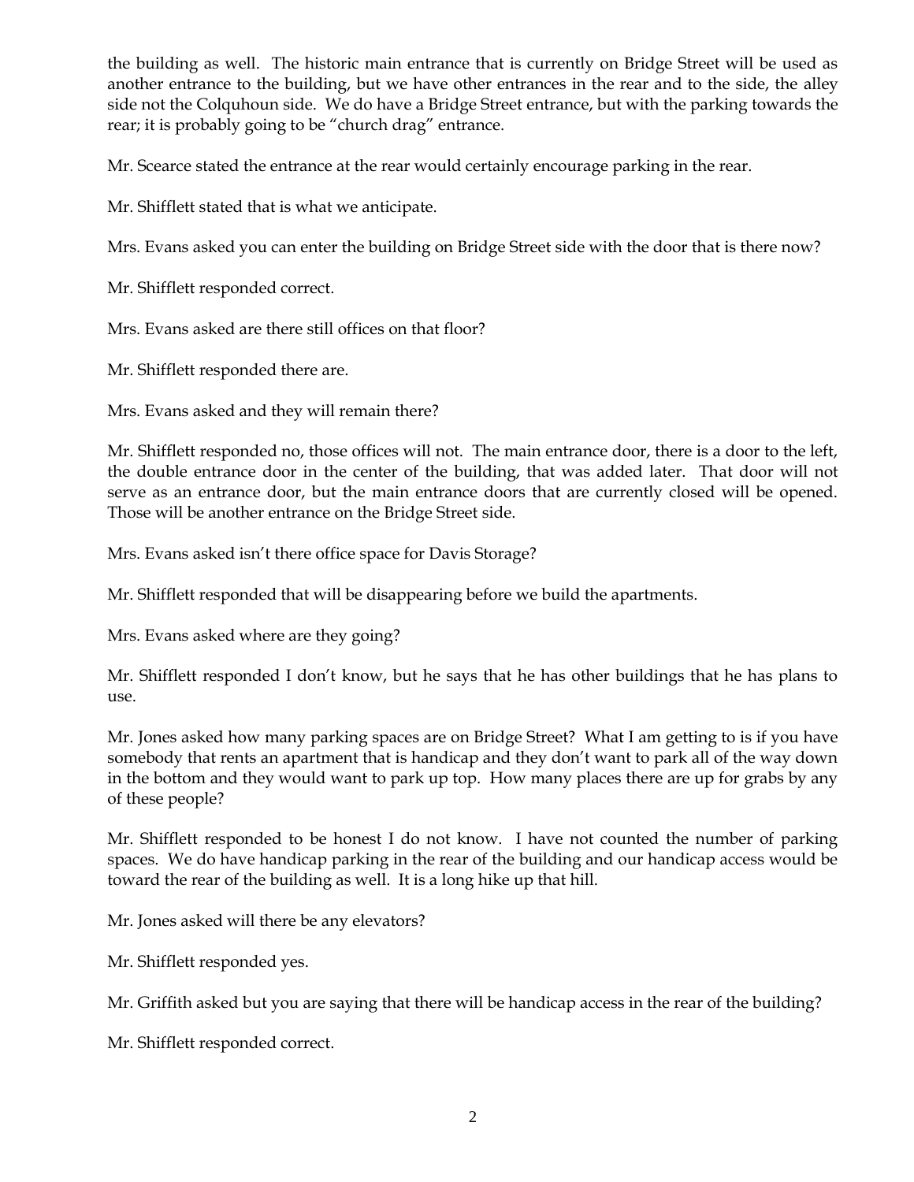the building as well. The historic main entrance that is currently on Bridge Street will be used as another entrance to the building, but we have other entrances in the rear and to the side, the alley side not the Colquhoun side. We do have a Bridge Street entrance, but with the parking towards the rear; it is probably going to be "church drag" entrance.

Mr. Scearce stated the entrance at the rear would certainly encourage parking in the rear.

Mr. Shifflett stated that is what we anticipate.

Mrs. Evans asked you can enter the building on Bridge Street side with the door that is there now?

Mr. Shifflett responded correct.

Mrs. Evans asked are there still offices on that floor?

Mr. Shifflett responded there are.

Mrs. Evans asked and they will remain there?

Mr. Shifflett responded no, those offices will not. The main entrance door, there is a door to the left, the double entrance door in the center of the building, that was added later. That door will not serve as an entrance door, but the main entrance doors that are currently closed will be opened. Those will be another entrance on the Bridge Street side.

Mrs. Evans asked isn't there office space for Davis Storage?

Mr. Shifflett responded that will be disappearing before we build the apartments.

Mrs. Evans asked where are they going?

Mr. Shifflett responded I don't know, but he says that he has other buildings that he has plans to use.

Mr. Jones asked how many parking spaces are on Bridge Street? What I am getting to is if you have somebody that rents an apartment that is handicap and they don't want to park all of the way down in the bottom and they would want to park up top. How many places there are up for grabs by any of these people?

Mr. Shifflett responded to be honest I do not know. I have not counted the number of parking spaces. We do have handicap parking in the rear of the building and our handicap access would be toward the rear of the building as well. It is a long hike up that hill.

Mr. Jones asked will there be any elevators?

Mr. Shifflett responded yes.

Mr. Griffith asked but you are saying that there will be handicap access in the rear of the building?

Mr. Shifflett responded correct.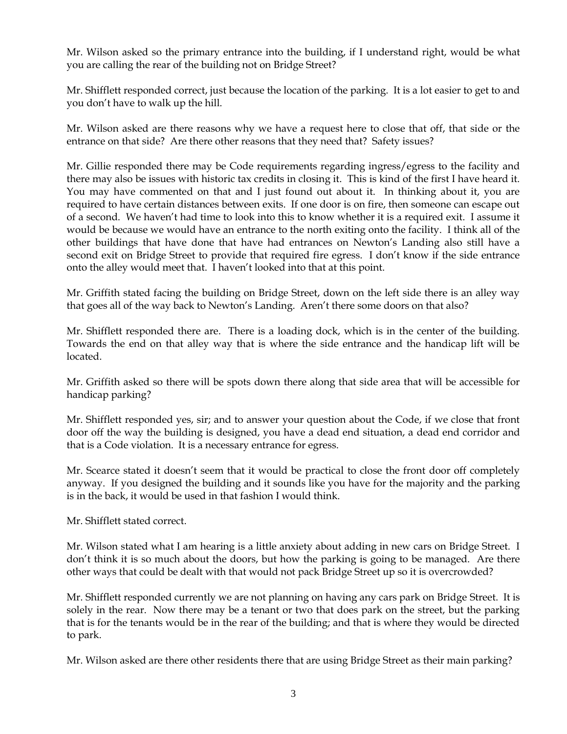Mr. Wilson asked so the primary entrance into the building, if I understand right, would be what you are calling the rear of the building not on Bridge Street?

Mr. Shifflett responded correct, just because the location of the parking. It is a lot easier to get to and you don't have to walk up the hill.

Mr. Wilson asked are there reasons why we have a request here to close that off, that side or the entrance on that side? Are there other reasons that they need that? Safety issues?

Mr. Gillie responded there may be Code requirements regarding ingress/egress to the facility and there may also be issues with historic tax credits in closing it. This is kind of the first I have heard it. You may have commented on that and I just found out about it. In thinking about it, you are required to have certain distances between exits. If one door is on fire, then someone can escape out of a second. We haven't had time to look into this to know whether it is a required exit. I assume it would be because we would have an entrance to the north exiting onto the facility. I think all of the other buildings that have done that have had entrances on Newton's Landing also still have a second exit on Bridge Street to provide that required fire egress. I don't know if the side entrance onto the alley would meet that. I haven't looked into that at this point.

Mr. Griffith stated facing the building on Bridge Street, down on the left side there is an alley way that goes all of the way back to Newton's Landing. Aren't there some doors on that also?

Mr. Shifflett responded there are. There is a loading dock, which is in the center of the building. Towards the end on that alley way that is where the side entrance and the handicap lift will be located.

Mr. Griffith asked so there will be spots down there along that side area that will be accessible for handicap parking?

Mr. Shifflett responded yes, sir; and to answer your question about the Code, if we close that front door off the way the building is designed, you have a dead end situation, a dead end corridor and that is a Code violation. It is a necessary entrance for egress.

Mr. Scearce stated it doesn't seem that it would be practical to close the front door off completely anyway. If you designed the building and it sounds like you have for the majority and the parking is in the back, it would be used in that fashion I would think.

Mr. Shifflett stated correct.

Mr. Wilson stated what I am hearing is a little anxiety about adding in new cars on Bridge Street. I don't think it is so much about the doors, but how the parking is going to be managed. Are there other ways that could be dealt with that would not pack Bridge Street up so it is overcrowded?

Mr. Shifflett responded currently we are not planning on having any cars park on Bridge Street. It is solely in the rear. Now there may be a tenant or two that does park on the street, but the parking that is for the tenants would be in the rear of the building; and that is where they would be directed to park.

Mr. Wilson asked are there other residents there that are using Bridge Street as their main parking?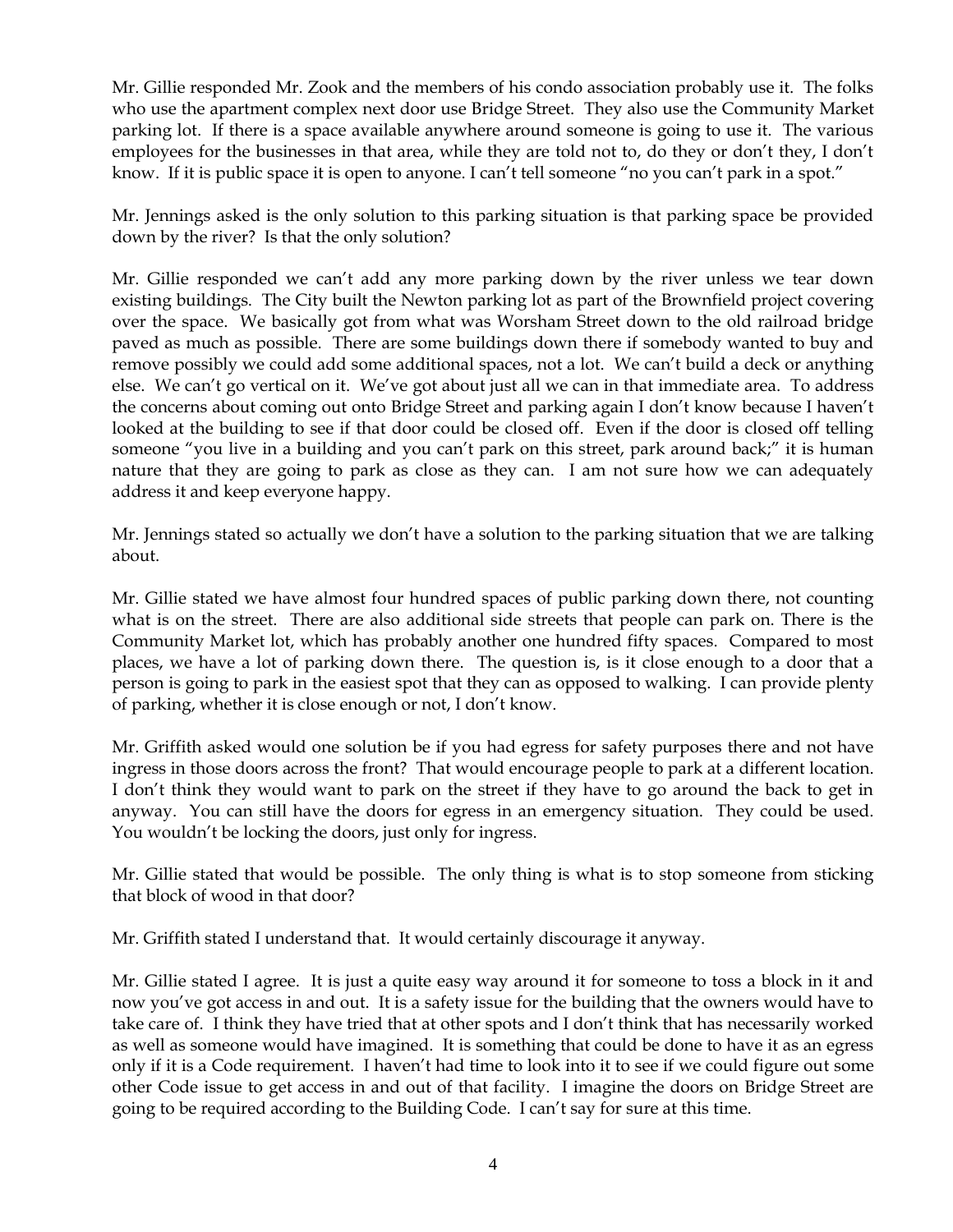Mr. Gillie responded Mr. Zook and the members of his condo association probably use it. The folks who use the apartment complex next door use Bridge Street. They also use the Community Market parking lot. If there is a space available anywhere around someone is going to use it. The various employees for the businesses in that area, while they are told not to, do they or don't they, I don't know. If it is public space it is open to anyone. I can't tell someone "no you can't park in a spot."

Mr. Jennings asked is the only solution to this parking situation is that parking space be provided down by the river? Is that the only solution?

Mr. Gillie responded we can't add any more parking down by the river unless we tear down existing buildings. The City built the Newton parking lot as part of the Brownfield project covering over the space. We basically got from what was Worsham Street down to the old railroad bridge paved as much as possible. There are some buildings down there if somebody wanted to buy and remove possibly we could add some additional spaces, not a lot. We can't build a deck or anything else. We can't go vertical on it. We've got about just all we can in that immediate area. To address the concerns about coming out onto Bridge Street and parking again I don't know because I haven't looked at the building to see if that door could be closed off. Even if the door is closed off telling someone "you live in a building and you can't park on this street, park around back;" it is human nature that they are going to park as close as they can. I am not sure how we can adequately address it and keep everyone happy.

Mr. Jennings stated so actually we don't have a solution to the parking situation that we are talking about.

Mr. Gillie stated we have almost four hundred spaces of public parking down there, not counting what is on the street. There are also additional side streets that people can park on. There is the Community Market lot, which has probably another one hundred fifty spaces. Compared to most places, we have a lot of parking down there. The question is, is it close enough to a door that a person is going to park in the easiest spot that they can as opposed to walking. I can provide plenty of parking, whether it is close enough or not, I don't know.

Mr. Griffith asked would one solution be if you had egress for safety purposes there and not have ingress in those doors across the front? That would encourage people to park at a different location. I don't think they would want to park on the street if they have to go around the back to get in anyway. You can still have the doors for egress in an emergency situation. They could be used. You wouldn't be locking the doors, just only for ingress.

Mr. Gillie stated that would be possible. The only thing is what is to stop someone from sticking that block of wood in that door?

Mr. Griffith stated I understand that. It would certainly discourage it anyway.

Mr. Gillie stated I agree. It is just a quite easy way around it for someone to toss a block in it and now you've got access in and out. It is a safety issue for the building that the owners would have to take care of. I think they have tried that at other spots and I don't think that has necessarily worked as well as someone would have imagined. It is something that could be done to have it as an egress only if it is a Code requirement. I haven't had time to look into it to see if we could figure out some other Code issue to get access in and out of that facility. I imagine the doors on Bridge Street are going to be required according to the Building Code. I can't say for sure at this time.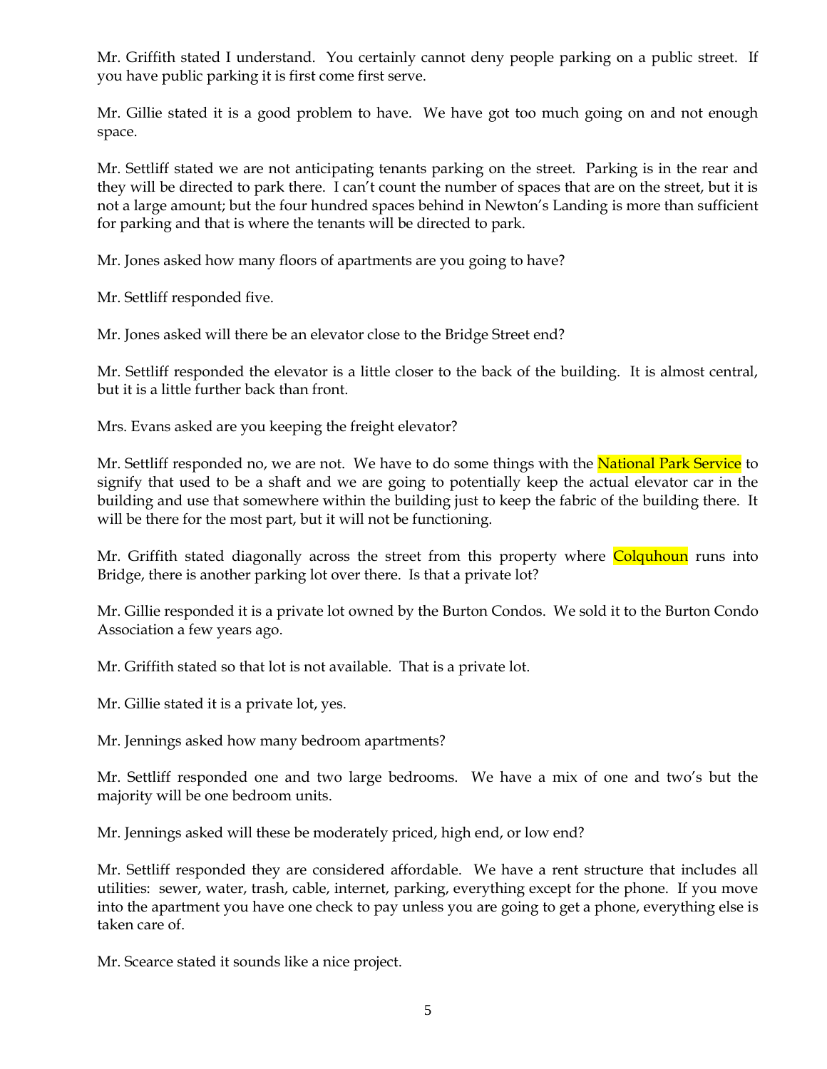Mr. Griffith stated I understand. You certainly cannot deny people parking on a public street. If you have public parking it is first come first serve.

Mr. Gillie stated it is a good problem to have. We have got too much going on and not enough space.

Mr. Settliff stated we are not anticipating tenants parking on the street. Parking is in the rear and they will be directed to park there. I can't count the number of spaces that are on the street, but it is not a large amount; but the four hundred spaces behind in Newton's Landing is more than sufficient for parking and that is where the tenants will be directed to park.

Mr. Jones asked how many floors of apartments are you going to have?

Mr. Settliff responded five.

Mr. Jones asked will there be an elevator close to the Bridge Street end?

Mr. Settliff responded the elevator is a little closer to the back of the building. It is almost central, but it is a little further back than front.

Mrs. Evans asked are you keeping the freight elevator?

Mr. Settliff responded no, we are not. We have to do some things with the National Park Service to signify that used to be a shaft and we are going to potentially keep the actual elevator car in the building and use that somewhere within the building just to keep the fabric of the building there. It will be there for the most part, but it will not be functioning.

Mr. Griffith stated diagonally across the street from this property where Colquhoun runs into Bridge, there is another parking lot over there. Is that a private lot?

Mr. Gillie responded it is a private lot owned by the Burton Condos. We sold it to the Burton Condo Association a few years ago.

Mr. Griffith stated so that lot is not available. That is a private lot.

Mr. Gillie stated it is a private lot, yes.

Mr. Jennings asked how many bedroom apartments?

Mr. Settliff responded one and two large bedrooms. We have a mix of one and two's but the majority will be one bedroom units.

Mr. Jennings asked will these be moderately priced, high end, or low end?

Mr. Settliff responded they are considered affordable. We have a rent structure that includes all utilities: sewer, water, trash, cable, internet, parking, everything except for the phone. If you move into the apartment you have one check to pay unless you are going to get a phone, everything else is taken care of.

Mr. Scearce stated it sounds like a nice project.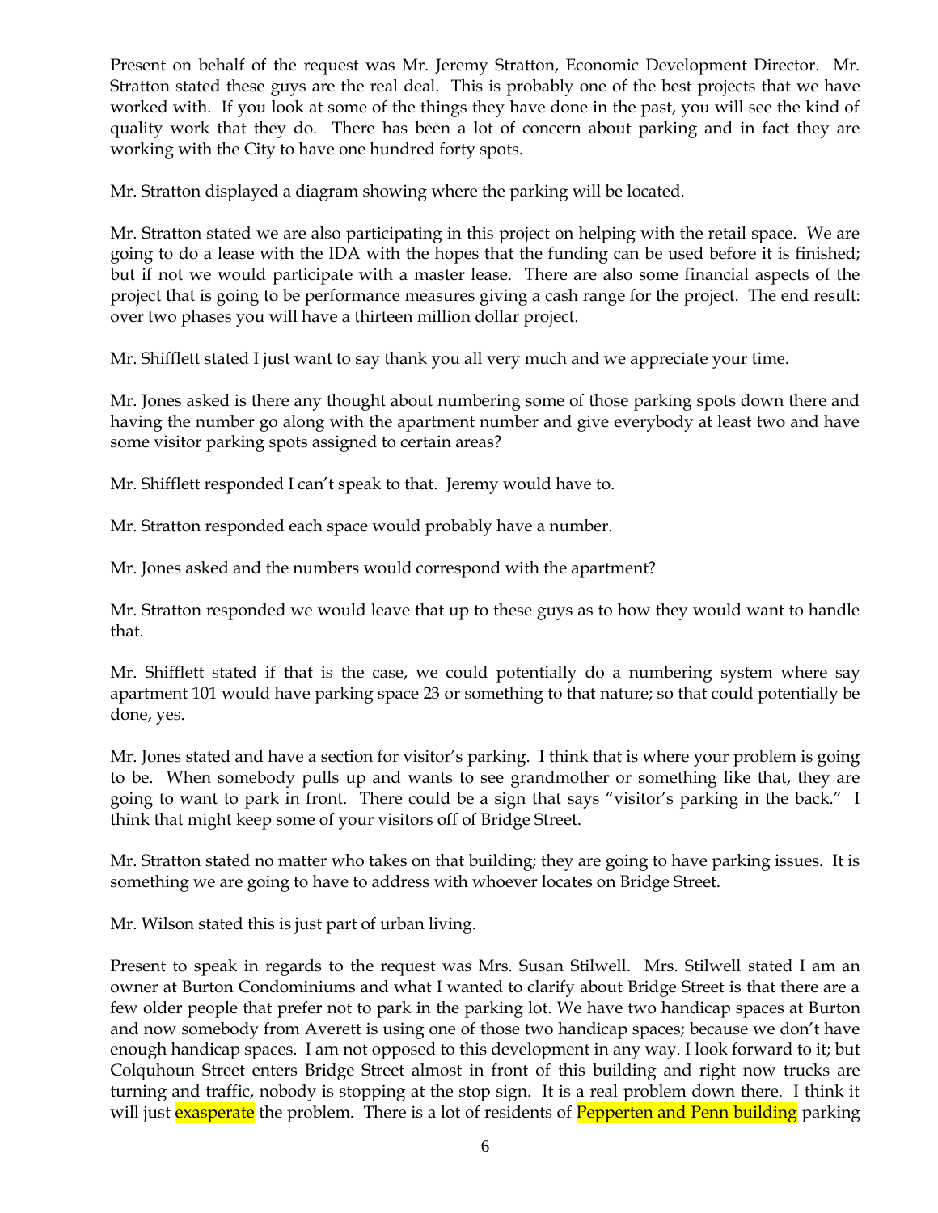Present on behalf of the request was Mr. Jeremy Stratton, Economic Development Director. Mr. Stratton stated these guys are the real deal. This is probably one of the best projects that we have worked with. If you look at some of the things they have done in the past, you will see the kind of quality work that they do. There has been a lot of concern about parking and in fact they are working with the City to have one hundred forty spots.

Mr. Stratton displayed a diagram showing where the parking will be located.

Mr. Stratton stated we are also participating in this project on helping with the retail space. We are going to do a lease with the IDA with the hopes that the funding can be used before it is finished; but if not we would participate with a master lease. There are also some financial aspects of the project that is going to be performance measures giving a cash range for the project. The end result: over two phases you will have a thirteen million dollar project.

Mr. Shifflett stated I just want to say thank you all very much and we appreciate your time.

Mr. Jones asked is there any thought about numbering some of those parking spots down there and having the number go along with the apartment number and give everybody at least two and have some visitor parking spots assigned to certain areas?

Mr. Shifflett responded I can't speak to that. Jeremy would have to.

Mr. Stratton responded each space would probably have a number.

Mr. Jones asked and the numbers would correspond with the apartment?

Mr. Stratton responded we would leave that up to these guys as to how they would want to handle that.

Mr. Shifflett stated if that is the case, we could potentially do a numbering system where say apartment 101 would have parking space 23 or something to that nature; so that could potentially be done, yes.

Mr. Jones stated and have a section for visitor's parking. I think that is where your problem is going to be. When somebody pulls up and wants to see grandmother or something like that, they are going to want to park in front. There could be a sign that says "visitor's parking in the back." I think that might keep some of your visitors off of Bridge Street.

Mr. Stratton stated no matter who takes on that building; they are going to have parking issues. It is something we are going to have to address with whoever locates on Bridge Street.

Mr. Wilson stated this is just part of urban living.

Present to speak in regards to the request was Mrs. Susan Stilwell. Mrs. Stilwell stated I am an owner at Burton Condominiums and what I wanted to clarify about Bridge Street is that there are a few older people that prefer not to park in the parking lot. We have two handicap spaces at Burton and now somebody from Averett is using one of those two handicap spaces; because we don't have enough handicap spaces. I am not opposed to this development in any way. I look forward to it; but Colquhoun Street enters Bridge Street almost in front of this building and right now trucks are turning and traffic, nobody is stopping at the stop sign. It is a real problem down there. I think it will just exasperate the problem. There is a lot of residents of Pepperten and Penn building parking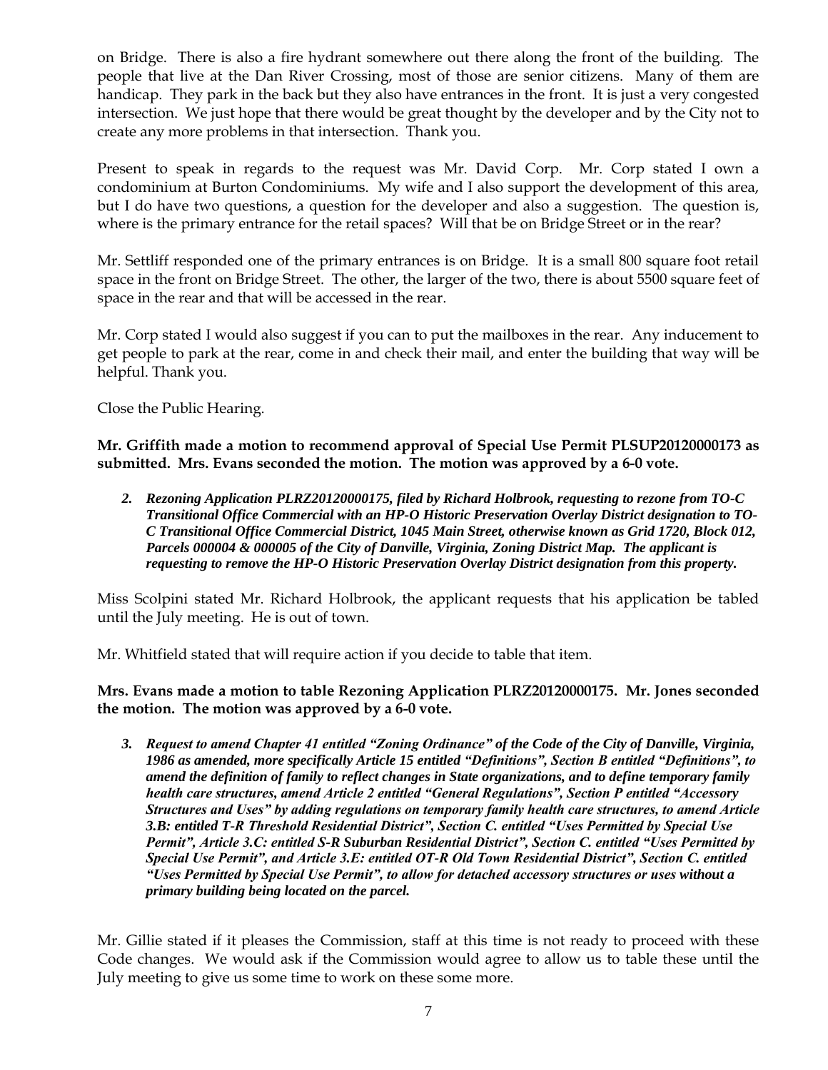on Bridge. There is also a fire hydrant somewhere out there along the front of the building. The people that live at the Dan River Crossing, most of those are senior citizens. Many of them are handicap. They park in the back but they also have entrances in the front. It is just a very congested intersection. We just hope that there would be great thought by the developer and by the City not to create any more problems in that intersection. Thank you.

Present to speak in regards to the request was Mr. David Corp. Mr. Corp stated I own a condominium at Burton Condominiums. My wife and I also support the development of this area, but I do have two questions, a question for the developer and also a suggestion. The question is, where is the primary entrance for the retail spaces? Will that be on Bridge Street or in the rear?

Mr. Settliff responded one of the primary entrances is on Bridge. It is a small 800 square foot retail space in the front on Bridge Street. The other, the larger of the two, there is about 5500 square feet of space in the rear and that will be accessed in the rear.

Mr. Corp stated I would also suggest if you can to put the mailboxes in the rear. Any inducement to get people to park at the rear, come in and check their mail, and enter the building that way will be helpful. Thank you.

Close the Public Hearing.

**Mr. Griffith made a motion to recommend approval of Special Use Permit PLSUP20120000173 as submitted. Mrs. Evans seconded the motion. The motion was approved by a 6-0 vote.**

2. ***Rezoning Application PLRZ20120000175, filed by Richard Holbrook, requesting to rezone from TO-C Transitional Office Commercial with an HP-O Historic Preservation Overlay District designation to TO-C Transitional Office Commercial District, 1045 Main Street, otherwise known as Grid 1720, Block 012, Parcels 000004 & 000005 of the City of Danville, Virginia, Zoning District Map. The applicant is requesting to remove the HP-O Historic Preservation Overlay District designation from this property.***

Miss Scolpini stated Mr. Richard Holbrook, the applicant requests that his application be tabled until the July meeting. He is out of town.

Mr. Whitfield stated that will require action if you decide to table that item.

**Mrs. Evans made a motion to table Rezoning Application PLRZ20120000175. Mr. Jones seconded the motion. The motion was approved by a 6-0 vote.**

3. ***Request to amend Chapter 41 entitled "Zoning Ordinance" of the Code of the City of Danville, Virginia, 1986 as amended, more specifically Article 15 entitled "Definitions", Section B entitled "Definitions", to amend the definition of family to reflect changes in State organizations, and to define temporary family health care structures, amend Article 2 entitled "General Regulations", Section P entitled "Accessory Structures and Uses" by adding regulations on temporary family health care structures, to amend Article 3.B: entitled T-R Threshold Residential District", Section C. entitled "Uses Permitted by Special Use Permit", Article 3.C: entitled S-R Suburban Residential District", Section C. entitled "Uses Permitted by Special Use Permit", and Article 3.E: entitled OT-R Old Town Residential District", Section C. entitled "Uses Permitted by Special Use Permit", to allow for detached accessory structures or uses without a primary building being located on the parcel.***

Mr. Gillie stated if it pleases the Commission, staff at this time is not ready to proceed with these Code changes. We would ask if the Commission would agree to allow us to table these until the July meeting to give us some time to work on these some more.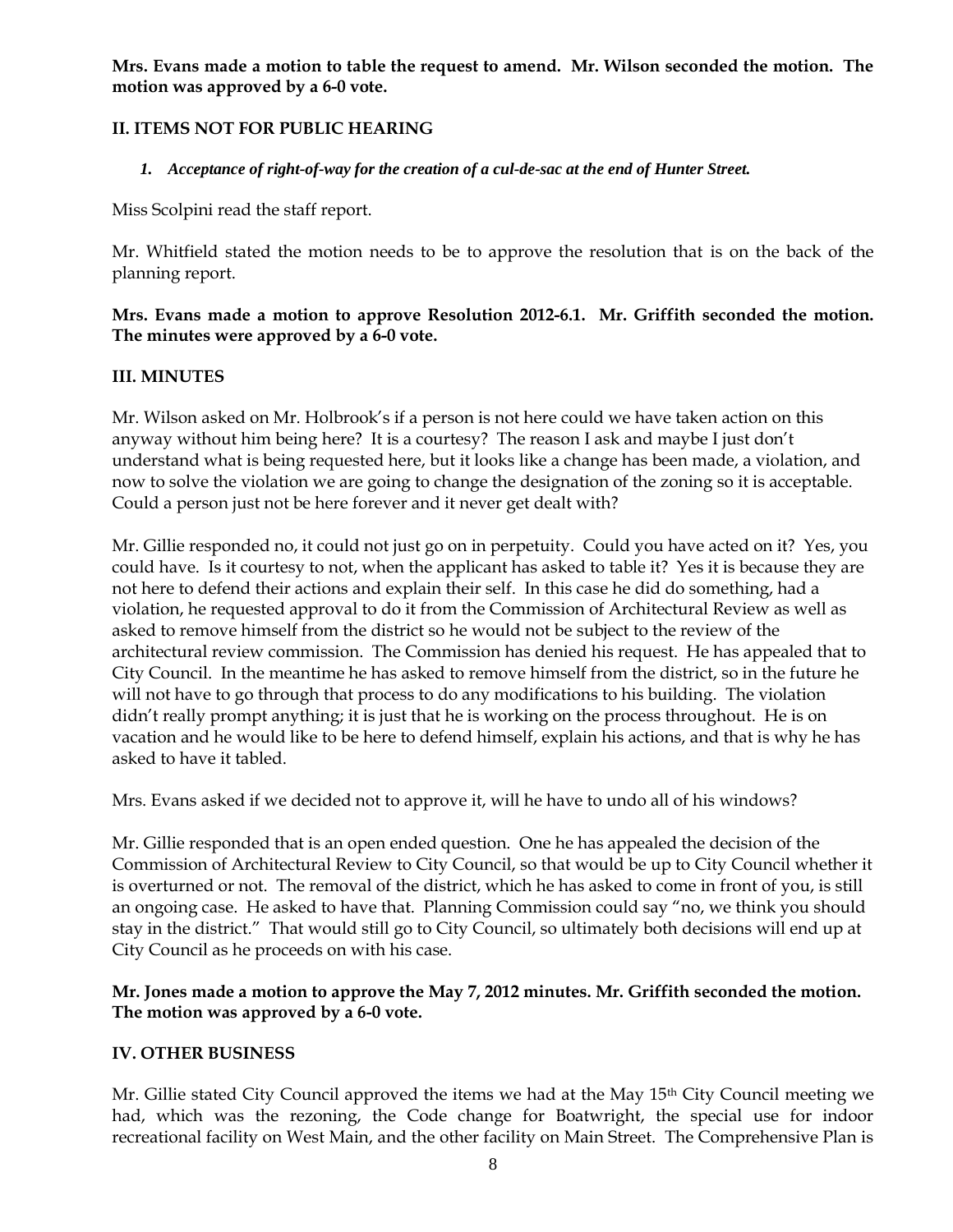**Mrs. Evans made a motion to table the request to amend. Mr. Wilson seconded the motion. The motion was approved by a 6-0 vote.**

## II. ITEMS NOT FOR PUBLIC HEARING

***1. Acceptance of right-of-way for the creation of a cul-de-sac at the end of Hunter Street.***

Miss Scolpini read the staff report.

Mr. Whitfield stated the motion needs to be to approve the resolution that is on the back of the planning report.

**Mrs. Evans made a motion to approve Resolution 2012-6.1. Mr. Griffith seconded the motion. The minutes were approved by a 6-0 vote.**

## III. MINUTES

Mr. Wilson asked on Mr. Holbrook's if a person is not here could we have taken action on this anyway without him being here? It is a courtesy? The reason I ask and maybe I just don't understand what is being requested here, but it looks like a change has been made, a violation, and now to solve the violation we are going to change the designation of the zoning so it is acceptable. Could a person just not be here forever and it never get dealt with?

Mr. Gillie responded no, it could not just go on in perpetuity. Could you have acted on it? Yes, you could have. Is it courtesy to not, when the applicant has asked to table it? Yes it is because they are not here to defend their actions and explain their self. In this case he did do something, had a violation, he requested approval to do it from the Commission of Architectural Review as well as asked to remove himself from the district so he would not be subject to the review of the architectural review commission. The Commission has denied his request. He has appealed that to City Council. In the meantime he has asked to remove himself from the district, so in the future he will not have to go through that process to do any modifications to his building. The violation didn't really prompt anything; it is just that he is working on the process throughout. He is on vacation and he would like to be here to defend himself, explain his actions, and that is why he has asked to have it tabled.

Mrs. Evans asked if we decided not to approve it, will he have to undo all of his windows?

Mr. Gillie responded that is an open ended question. One he has appealed the decision of the Commission of Architectural Review to City Council, so that would be up to City Council whether it is overturned or not. The removal of the district, which he has asked to come in front of you, is still an ongoing case. He asked to have that. Planning Commission could say "no, we think you should stay in the district." That would still go to City Council, so ultimately both decisions will end up at City Council as he proceeds on with his case.

**Mr. Jones made a motion to approve the May 7, 2012 minutes. Mr. Griffith seconded the motion. The motion was approved by a 6-0 vote.**

## IV. OTHER BUSINESS

Mr. Gillie stated City Council approved the items we had at the May 15th City Council meeting we had, which was the rezoning, the Code change for Boatwright, the special use for indoor recreational facility on West Main, and the other facility on Main Street. The Comprehensive Plan is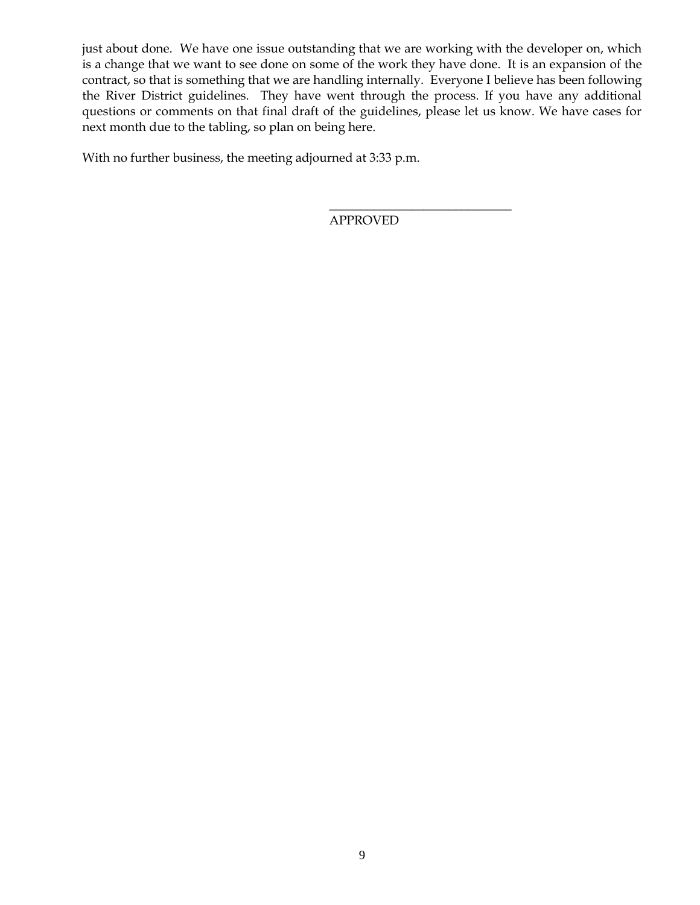just about done. We have one issue outstanding that we are working with the developer on, which is a change that we want to see done on some of the work they have done. It is an expansion of the contract, so that is something that we are handling internally. Everyone I believe has been following the River District guidelines. They have went through the process. If you have any additional questions or comments on that final draft of the guidelines, please let us know. We have cases for next month due to the tabling, so plan on being here.

With no further business, the meeting adjourned at 3:33 p.m.

\_\_\_\_\_\_\_\_\_\_\_\_\_\_\_\_\_\_\_\_\_\_\_\_\_\_\_\_\_\_

APPROVED